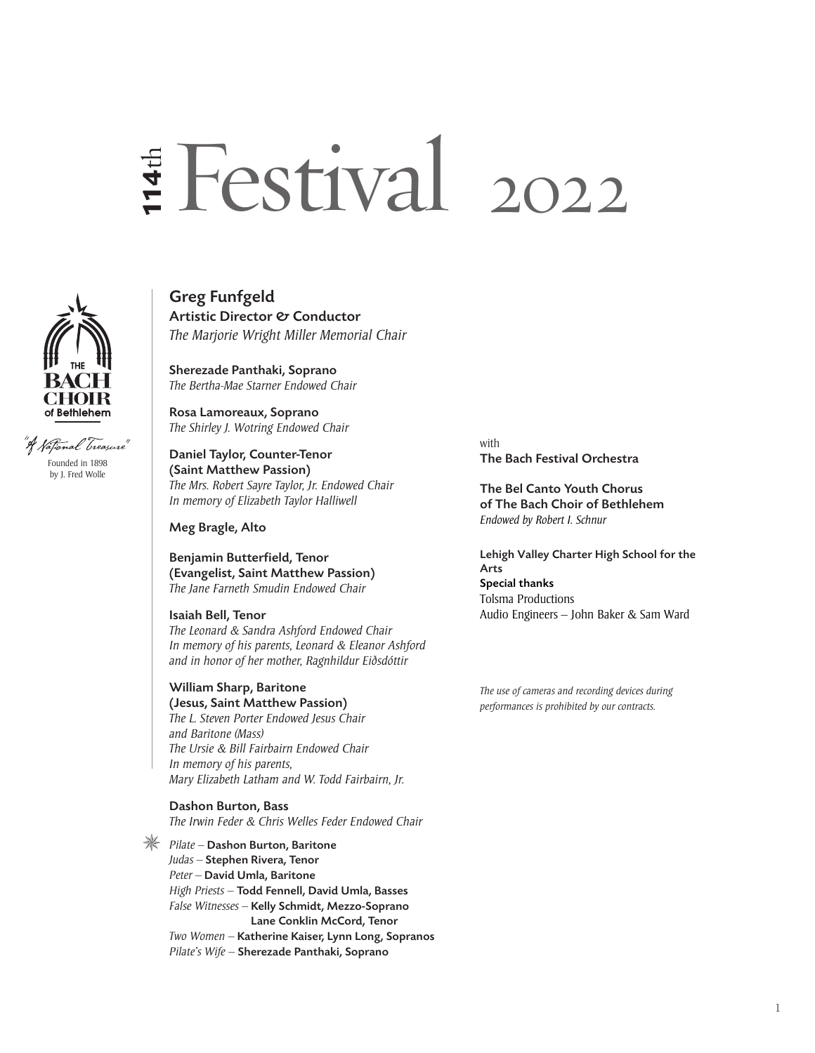# 114th Festival 2022

THE BACH CHOIR of Bethlehem

"A National Treasure"

Founded in 1898
by J. Fred Wolle

**Greg Funfgeld**
**Artistic Director & Conductor**
*The Marjorie Wright Miller Memorial Chair*

**Sherezade Panthaki, Soprano**
*The Bertha-Mae Starner Endowed Chair*

**Rosa Lamoreaux, Soprano**
*The Shirley J. Wotring Endowed Chair*

**Daniel Taylor, Counter-Tenor**
**(Saint Matthew Passion)**
*The Mrs. Robert Sayre Taylor, Jr. Endowed Chair*
*In memory of Elizabeth Taylor Halliwell*

**Meg Bragle, Alto**

**Benjamin Butterfield, Tenor**
**(Evangelist, Saint Matthew Passion)**
*The Jane Farneth Smudin Endowed Chair*

**Isaiah Bell, Tenor**
*The Leonard & Sandra Ashford Endowed Chair*
*In memory of his parents, Leonard & Eleanor Ashford*
*and in honor of her mother, Ragnhildur Eiðsdóttir*

**William Sharp, Baritone**
**(Jesus, Saint Matthew Passion)**
*The L. Steven Porter Endowed Jesus Chair*
*and Baritone (Mass)*
*The Ursie & Bill Fairbairn Endowed Chair*
*In memory of his parents,*
*Mary Elizabeth Latham and W. Todd Fairbairn, Jr.*

**Dashon Burton, Bass**
*The Irwin Feder & Chris Welles Feder Endowed Chair*

*Pilate* – **Dashon Burton, Baritone**
*Judas* – **Stephen Rivera, Tenor**
*Peter* – **David Umla, Baritone**
*High Priests* – **Todd Fennell, David Umla, Basses**
*False Witnesses* – **Kelly Schmidt, Mezzo-Soprano**
**Lane Conklin McCord, Tenor**
*Two Women* – **Katherine Kaiser, Lynn Long, Sopranos**
*Pilate's Wife* – **Sherezade Panthaki, Soprano**

with
**The Bach Festival Orchestra**

**The Bel Canto Youth Chorus**
**of The Bach Choir of Bethlehem**
*Endowed by Robert I. Schnur*

**Lehigh Valley Charter High School for the Arts**
**Special thanks**
Tolsma Productions
Audio Engineers – John Baker & Sam Ward

*The use of cameras and recording devices during performances is prohibited by our contracts.*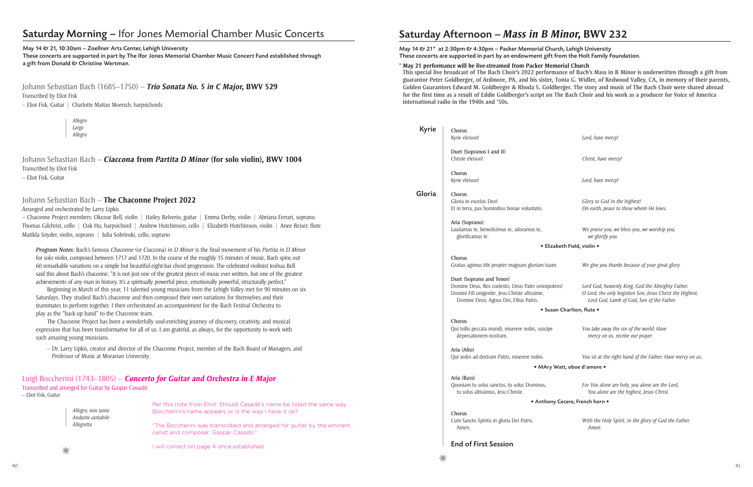## Saturday Morning – Ifor Jones Memorial Chamber Music Concerts

**May 14 & 21, 10:30am – Zoellner Arts Center, Lehigh University**
**These concerts are supported in part by The Ifor Jones Memorial Chamber Music Concert Fund established through a gift from Donald & Christine Wertman.**

### Johann Sebastian Bach (1685–1750) – *Trio Sonata No. 5 in C Major,* BWV 529

Transcribed by Eliot Fisk
– Eliot Fisk, Guitar | Charlotte Mattax Moersch, harpsichords

*Allegro*
*Largo*
*Allegro*

### Johann Sebastian Bach – *Ciaccona* from *Partita D Minor* (for solo violin), BWV 1004

Transcribed by Eliot Fisk
– Eliot Fisk, Guitar

### Johann Sebastian Bach – The Chaconne Project 2022

Arranged and orchestrated by Larry Lipkis
– Chaconne Project members: Okezue Bell, violin | Hailey Belverio, guitar | Emma Derby, violin | Abriana Ferrari, soprano
Thomas Gilchrist, cello | Oak Hu, harpsichord | Andrew Hutchinson, cello | Elizabeth Hutchinson, violin | Anee Reiser, flute
Matilda Snyder, violin, soprano | Julia Sobrinski, cello, soprano

***Program Notes:*** Bach's famous *Chaconne* (or Ciaccona) *in D Minor* is the final movement of his *Partita in D Minor* for solo violin, composed between 1717 and 1720. In the course of the roughly 15 minutes of music, Bach spins out 60 remarkable variations on a simple but beautiful eight-bar chord progression. The celebrated violinist Joshua Bell said this about Bach's chaconne: "it is not just one of the greatest pieces of music ever written, but one of the greatest achievements of any man in history. It's a spiritually powerful piece, emotionally powerful, structurally perfect."

Beginning in March of this year, 11 talented young musicians from the Lehigh Valley met for 90 minutes on six Saturdays. They studied Bach's chaconne and then composed their own variations for themselves and their teammates to perform together. I then orchestrated an accompaniment for the Bach Festival Orchestra to play as the "back-up band" to the Chaconne team.

The Chaconne Project has been a wonderfully soul-enriching journey of discovery, creativity, and musical expression that has been transformative for all of us. I am grateful, as always, for the opportunity to work with such amazing young musicians.

– Dr. Larry Lipkis, creator and director of the Chaconne Project, member of the Bach Board of Managers, and Professor of Music at Moravian University.

### Luigi Boccherini (1743–1805) – *Concerto for Guitar and Orchestra in E Major*

Transcribed and arranged for Guitar by Gaspar Cassadó
– Eliot Fisk, Guitar

*Allegro, non tanto*
*Andante cantabile*
*Allegretto*

Per this note from Eliot: Should Casadó's name be listed the same way Boccherini's name appears or is the way I have it ok?

"The Boccherini was transcribed and arranged for guitar by the eminent cellist and composer, Gaspar Casadó"

I will correct on page 4 once established

## Saturday Afternoon – *Mass in B Minor,* BWV 232

**May 14 & 21\* at 2:30pm & 4:30pm – Packer Memorial Church, Lehigh University**
**These concerts are supported in part by an endowment gift from the Holt Family Foundation.**

**\* May 21 performance will be live-streamed from Packer Memorial Church**
**This special live broadcast of The Bach Choir's 2022 performance of Bach's Mass in B Minor is underwritten through a gift from guarantor Peter Goldberger, of Ardmore, PA, and his sister, Tonia G. Widler, of Redwood Valley, CA, in memory of their parents, Golden Guarantors Edward M. Goldberger & Rhoda S. Goldberger. The story and music of The Bach Choir were shared abroad for the first time as a result of Eddie Goldberger's script on The Bach Choir and his work as a producer for Voice of America international radio in the 1940s and '50s.**

### Kyrie

**Chorus**
Kyrie eleison! — *Lord, have mercy!*

**Duet (Sopranos I and II)**
Christe eleison! — *Christ, have mercy!*

**Chorus**
Kyrie eleison! — *Lord, have mercy!*

### Gloria

**Chorus**
Gloria in excelsis Deo! — *Glory to God in the highest!*
Et in terra, pax hominibus bonae voluntatis. — *On earth, peace to those whom He loves.*

**Aria (Soprano)**
Laudamus te, benedicimus te, adoramus te, glorificamus te. — *We praise you, we bless you, we worship you, we glorify you.*

• Elizabeth Field, violin •

**Chorus**
Gratias agimus tibi propter magnam gloriam tuam. — *We give you thanks because of your great glory.*

**Duet (Soprano and Tenor)**
Domine Deus, Rex coelestis, Deus Pater omnipotens! — *Lord God, heavenly King, God the Almighty Father.*
Domini Fili unigenite, Jesu Christe altissime, — *O Lord, the only begotten Son, Jesus Christ the Highest,*
Domine Deus, Agnus Dei, Filius Patris. — *Lord God, Lamb of God, Son of the Father.*

• Susan Charlton, flute •

**Chorus**
Qui tollis peccata mundi, miserere nobis, suscipe deprecationem nostram. — *You take away the sin of the world: Have mercy on us, receive our prayer.*

**Aria (Alto)**
Qui sedes ad dextram Patris, miserere nobis. — *You sit at the right hand of the Father; Have mercy on us.*

• MAry Watt, oboe d'amore •

**Aria (Bass)**
Quoniam tu solus sanctus, tu solus Dominus, tu solus altissimus, Jesu Christe. — *For You alone are holy, you alone are the Lord, You alone are the highest, Jesus Christ.*

• Anthony Cecere, French horn •

**Chorus**
Cum Sancto Spiritu in gloria Dei Patris. Amen. — *With the Holy Spirit, in the glory of God the Father. Amen.*

**End of First Session**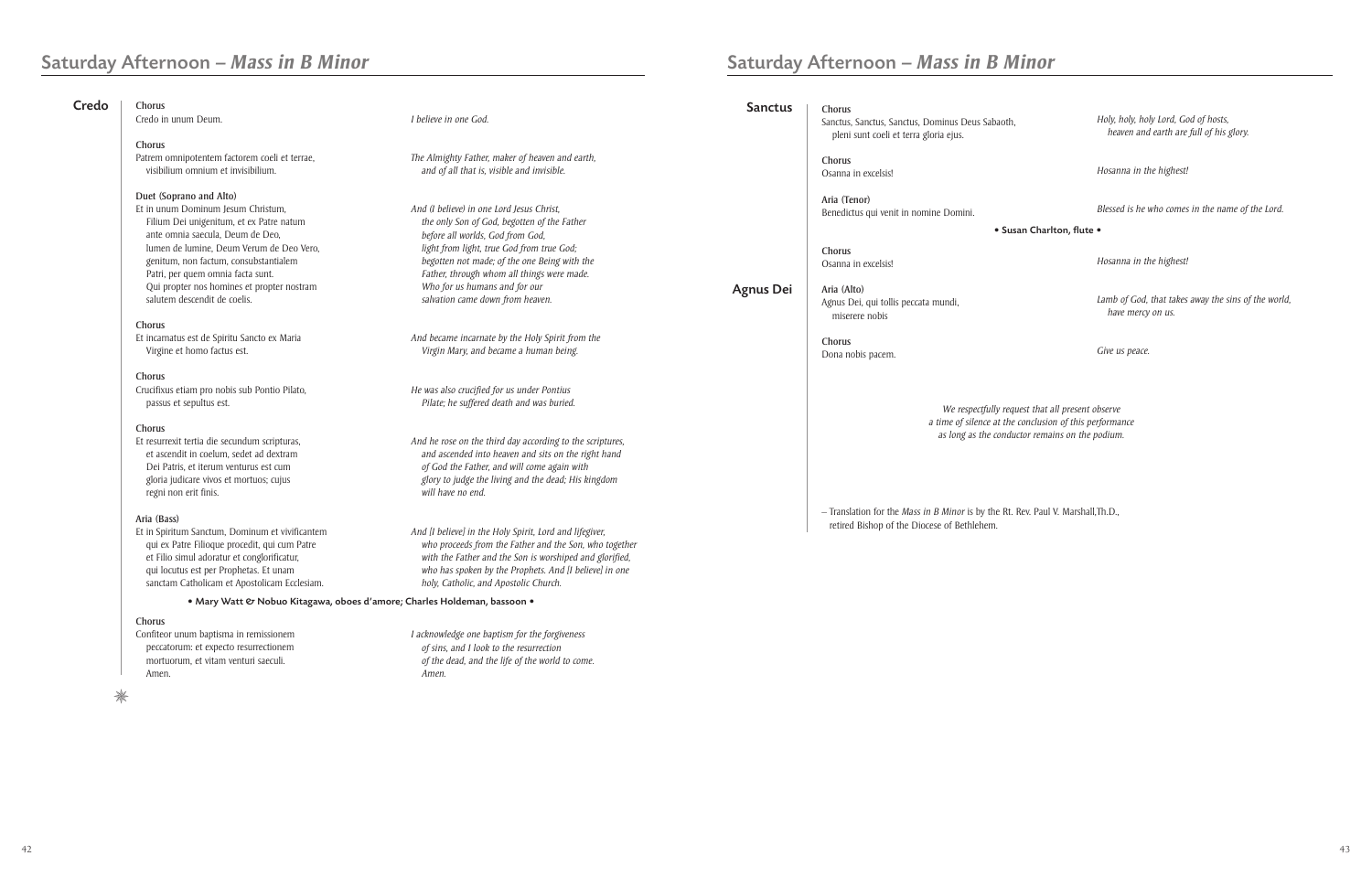## Saturday Afternoon – *Mass in B Minor*

### Credo

**Chorus**
Credo in unum Deum.

*I believe in one God.*

**Chorus**
Patrem omnipotentem factorem coeli et terrae,
visibilium omnium et invisibilium.

*The Almighty Father, maker of heaven and earth,*
*and of all that is, visible and invisible.*

**Duet (Soprano and Alto)**
Et in unum Dominum Jesum Christum,
Filium Dei unigenitum, et ex Patre natum
ante omnia saecula, Deum de Deo,
lumen de lumine, Deum Verum de Deo Vero,
genitum, non factum, consubstantialem
Patri, per quem omnia facta sunt.
Qui propter nos homines et propter nostram
salutem descendit de coelis.

*And (I believe) in one Lord Jesus Christ,*
*the only Son of God, begotten of the Father*
*before all worlds, God from God,*
*light from light, true God from true God;*
*begotten not made; of the one Being with the*
*Father, through whom all things were made.*
*Who for us humans and for our*
*salvation came down from heaven.*

**Chorus**
Et incarnatus est de Spiritu Sancto ex Maria
Virgine et homo factus est.

*And became incarnate by the Holy Spirit from the*
*Virgin Mary, and became a human being.*

**Chorus**
Crucifixus etiam pro nobis sub Pontio Pilato,
passus et sepultus est.

*He was also crucified for us under Pontius*
*Pilate; he suffered death and was buried.*

**Chorus**
Et resurrexit tertia die secundum scripturas,
et ascendit in coelum, sedet ad dextram
Dei Patris, et iterum venturus est cum
gloria judicare vivos et mortuos; cujus
regni non erit finis.

*And he rose on the third day according to the scriptures,*
*and ascended into heaven and sits on the right hand*
*of God the Father, and will come again with*
*glory to judge the living and the dead; His kingdom*
*will have no end.*

**Aria (Bass)**
Et in Spiritum Sanctum, Dominum et vivificantem
qui ex Patre Filioque procedit, qui cum Patre
et Filio simul adoratur et conglorificatur,
qui locutus est per Prophetas. Et unam
sanctam Catholicam et Apostolicam Ecclesiam.

*And [I believe] in the Holy Spirit, Lord and lifegiver,*
*who proceeds from the Father and the Son, who together*
*with the Father and the Son is worshiped and glorified,*
*who has spoken by the Prophets. And [I believe] in one*
*holy, Catholic, and Apostolic Church.*

**• Mary Watt & Nobuo Kitagawa, oboes d'amore; Charles Holdeman, bassoon •**

**Chorus**
Confiteor unum baptisma in remissionem
peccatorum: et expecto resurrectionem
mortuorum, et vitam venturi saeculi.
Amen.

*I acknowledge one baptism for the forgiveness*
*of sins, and I look to the resurrection*
*of the dead, and the life of the world to come.*
*Amen.*

### Sanctus

**Chorus**
Sanctus, Sanctus, Sanctus, Dominus Deus Sabaoth,
pleni sunt coeli et terra gloria ejus.

*Holy, holy, holy Lord, God of hosts,*
*heaven and earth are full of his glory.*

**Chorus**
Osanna in excelsis!

*Hosanna in the highest!*

**Aria (Tenor)**
Benedictus qui venit in nomine Domini.

*Blessed is he who comes in the name of the Lord.*

**• Susan Charlton, flute •**

**Chorus**
Osanna in excelsis!

*Hosanna in the highest!*

### Agnus Dei

**Aria (Alto)**
Agnus Dei, qui tollis peccata mundi,
miserere nobis

*Lamb of God, that takes away the sins of the world,*
*have mercy on us.*

**Chorus**
Dona nobis pacem.

*Give us peace.*

*We respectfully request that all present observe*
*a time of silence at the conclusion of this performance*
*as long as the conductor remains on the podium.*

– Translation for the *Mass in B Minor* is by the Rt. Rev. Paul V. Marshall,Th.D.,
retired Bishop of the Diocese of Bethlehem.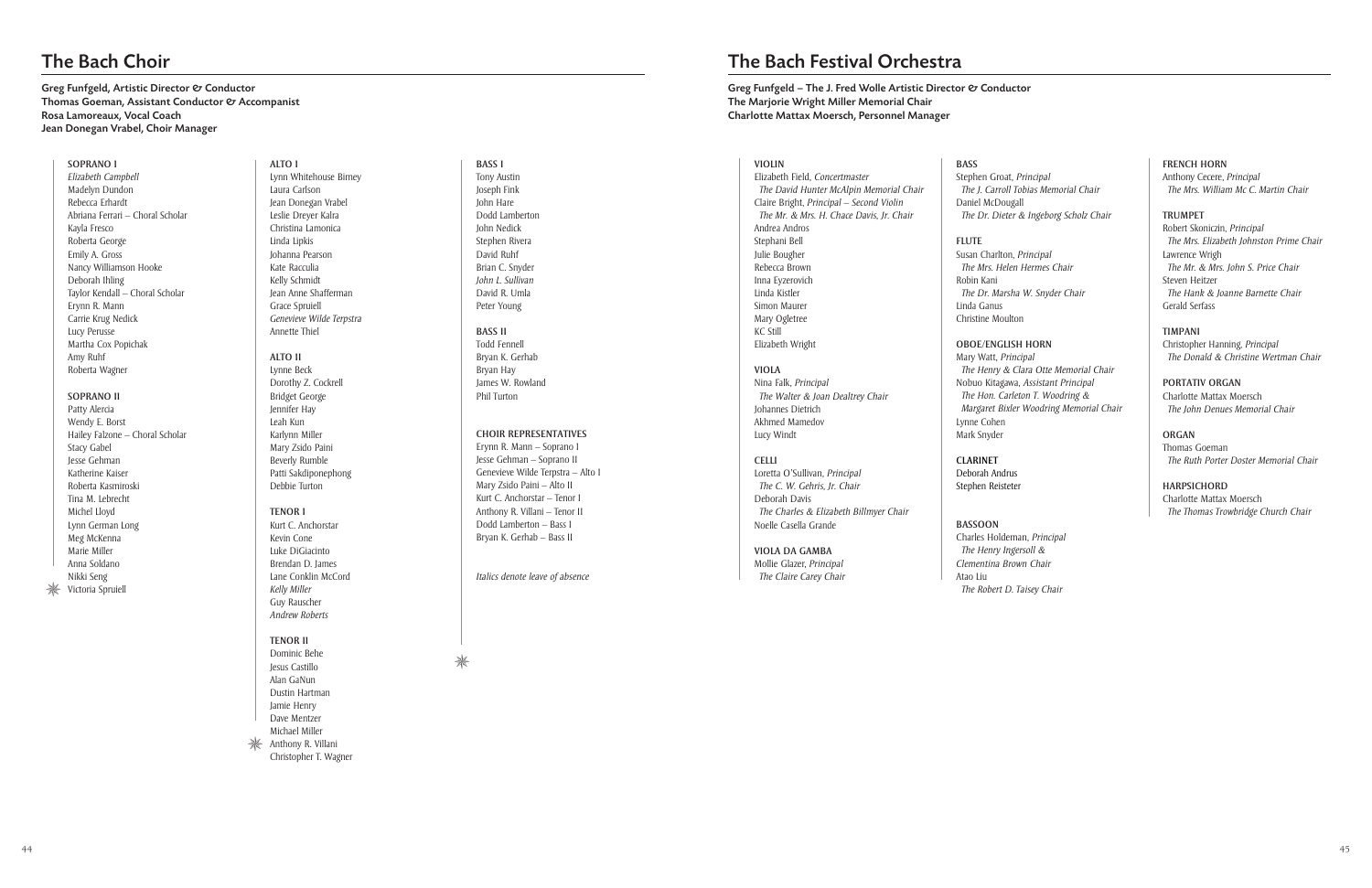## The Bach Choir

**Greg Funfgeld, Artistic Director & Conductor**
**Thomas Goeman, Assistant Conductor & Accompanist**
**Rosa Lamoreaux, Vocal Coach**
**Jean Donegan Vrabel, Choir Manager**

**SOPRANO I**
*Elizabeth Campbell*
Madelyn Dundon
Rebecca Erhardt
Abriana Ferrari – Choral Scholar
Kayla Fresco
Roberta George
Emily A. Gross
Nancy Williamson Hooke
Deborah Ihling
Taylor Kendall – Choral Scholar
Erynn R. Mann
Carrie Krug Nedick
Lucy Perusse
Martha Cox Popichak
Amy Ruhf
Roberta Wagner

**SOPRANO II**
Patty Alercia
Wendy E. Borst
Hailey Falzone – Choral Scholar
Stacy Gabel
Jesse Gehman
Katherine Kaiser
Roberta Kasmiroski
Tina M. Lebrecht
Michel Lloyd
Lynn German Long
Meg McKenna
Marie Miller
Anna Soldano
Nikki Seng
Victoria Spruiell

**ALTO I**
Lynn Whitehouse Birney
Laura Carlson
Jean Donegan Vrabel
Leslie Dreyer Kalra
Christina Lamonica
Linda Lipkis
Johanna Pearson
Kate Racculia
Kelly Schmidt
Jean Anne Shafferman
Grace Spruiell
*Genevieve Wilde Terpstra*
Annette Thiel

**ALTO II**
Lynne Beck
Dorothy Z. Cockrell
Bridget George
Jennifer Hay
Leah Kun
Karlynn Miller
Mary Zsido Paini
Beverly Rumble
Patti Sakdiponephong
Debbie Turton

**TENOR I**
Kurt C. Anchorstar
Kevin Cone
Luke DiGiacinto
Brendan D. James
Lane Conklin McCord
*Kelly Miller*
Guy Rauscher
*Andrew Roberts*

**TENOR II**
Dominic Behe
Jesus Castillo
Alan GaNun
Dustin Hartman
Jamie Henry
Dave Mentzer
Michael Miller
Anthony R. Villani
Christopher T. Wagner

**BASS I**
Tony Austin
Joseph Fink
John Hare
Dodd Lamberton
John Nedick
Stephen Rivera
David Ruhf
Brian C. Snyder
*John L. Sullivan*
David R. Umla
Peter Young

**BASS II**
Todd Fennell
Bryan K. Gerhab
Bryan Hay
James W. Rowland
Phil Turton

**CHOIR REPRESENTATIVES**
Erynn R. Mann – Soprano I
Jesse Gehman – Soprano II
Genevieve Wilde Terpstra – Alto I
Mary Zsido Paini – Alto II
Kurt C. Anchorstar – Tenor I
Anthony R. Villani – Tenor II
Dodd Lamberton – Bass I
Bryan K. Gerhab – Bass II

*Italics denote leave of absence*

## The Bach Festival Orchestra

**Greg Funfgeld – The J. Fred Wolle Artistic Director & Conductor**
**The Marjorie Wright Miller Memorial Chair**
**Charlotte Mattax Moersch, Personnel Manager**

**VIOLIN**
Elizabeth Field, *Concertmaster*
*The David Hunter McAlpin Memorial Chair*
Claire Bright, *Principal – Second Violin*
*The Mr. & Mrs. H. Chace Davis, Jr. Chair*
Andrea Andros
Stephani Bell
Julie Bougher
Rebecca Brown
Inna Eyzerovich
Linda Kistler
Simon Maurer
Mary Ogletree
KC Still
Elizabeth Wright

**VIOLA**
Nina Falk, *Principal*
*The Walter & Joan Dealtrey Chair*
Johannes Dietrich
Akhmed Mamedov
Lucy Windt

**CELLI**
Loretta O'Sullivan, *Principal*
*The C. W. Gehris, Jr. Chair*
Deborah Davis
*The Charles & Elizabeth Billmyer Chair*
Noelle Casella Grande

**VIOLA DA GAMBA**
Mollie Glazer, *Principal*
*The Claire Carey Chair*

**BASS**
Stephen Groat, *Principal*
*The J. Carroll Tobias Memorial Chair*
Daniel McDougall
*The Dr. Dieter & Ingeborg Scholz Chair*

**FLUTE**
Susan Charlton, *Principal*
*The Mrs. Helen Hermes Chair*
Robin Kani
*The Dr. Marsha W. Snyder Chair*
Linda Ganus
Christine Moulton

**OBOE/ENGLISH HORN**
Mary Watt, *Principal*
*The Henry & Clara Otte Memorial Chair*
Nobuo Kitagawa, *Assistant Principal*
*The Hon. Carleton T. Woodring & Margaret Bixler Woodring Memorial Chair*
Lynne Cohen
Mark Snyder

**CLARINET**
Deborah Andrus
Stephen Reisteter

**BASSOON**
Charles Holdeman, *Principal*
*The Henry Ingersoll & Clementina Brown Chair*
Atao Liu
*The Robert D. Taisey Chair*

**FRENCH HORN**
Anthony Cecere, *Principal*
*The Mrs. William Mc C. Martin Chair*

**TRUMPET**
Robert Skoniczin, *Principal*
*The Mrs. Elizabeth Johnston Prime Chair*
Lawrence Wrigh
*The Mr. & Mrs. John S. Price Chair*
Steven Heitzer
*The Hank & Joanne Barnette Chair*
Gerald Serfass

**TIMPANI**
Christopher Hanning, *Principal*
*The Donald & Christine Wertman Chair*

**PORTATIV ORGAN**
Charlotte Mattax Moersch
*The John Denues Memorial Chair*

**ORGAN**
Thomas Goeman
*The Ruth Porter Doster Memorial Chair*

**HARPSICHORD**
Charlotte Mattax Moersch
*The Thomas Trowbridge Church Chair*